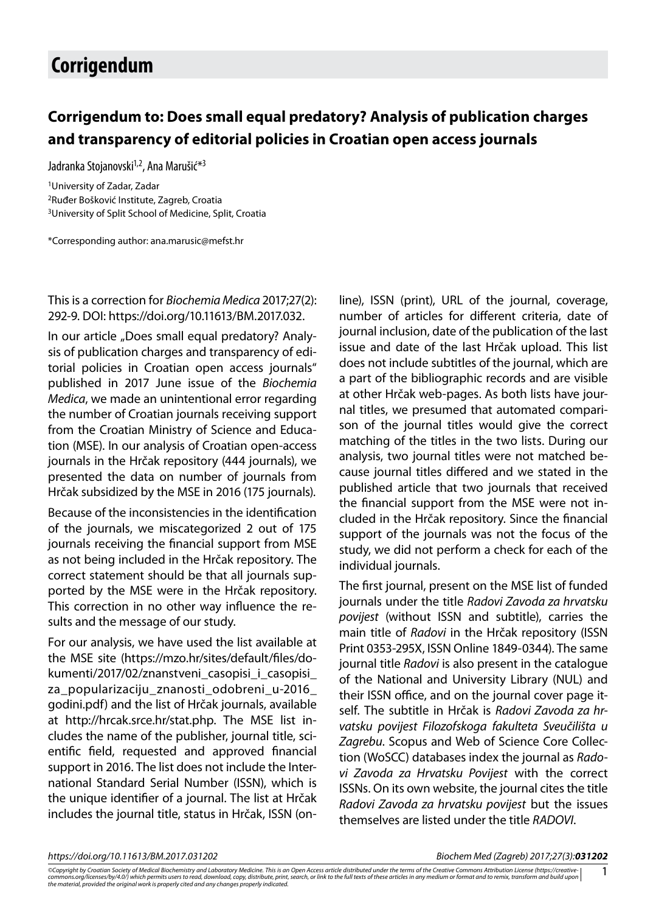# Corrigendum

## Corrigendum to: Does small equal predatory? Analysis of publication charges and transparency of editorial policies in Croatian open access journals

Jadranka Stojanovski[1,2], Ana Marušić*[3]

[1]University of Zadar, Zadar

[2]Ruđer Bošković Institute, Zagreb, Croatia

[3]University of Split School of Medicine, Split, Croatia

*Corresponding author: ana.marusic@mefst.hr

This is a correction for *Biochemia Medica* 2017;27(2): 292-9. DOI: https://doi.org/10.11613/BM.2017.032.

In our article „Does small equal predatory? Analysis of publication charges and transparency of editorial policies in Croatian open access journals" published in 2017 June issue of the *Biochemia Medica*, we made an unintentional error regarding the number of Croatian journals receiving support from the Croatian Ministry of Science and Education (MSE). In our analysis of Croatian open-access journals in the Hrčak repository (444 journals), we presented the data on number of journals from Hrčak subsidized by the MSE in 2016 (175 journals).

Because of the inconsistencies in the identification of the journals, we miscategorized 2 out of 175 journals receiving the financial support from MSE as not being included in the Hrčak repository. The correct statement should be that all journals supported by the MSE were in the Hrčak repository. This correction in no other way influence the results and the message of our study.

For our analysis, we have used the list available at the MSE site (https://mzo.hr/sites/default/files/dokumenti/2017/02/znanstveni_casopisi_i_casopisi_za_popularizaciju_znanosti_odobreni_u-2016_godini.pdf) and the list of Hrčak journals, available at http://hrcak.srce.hr/stat.php. The MSE list includes the name of the publisher, journal title, scientific field, requested and approved financial support in 2016. The list does not include the International Standard Serial Number (ISSN), which is the unique identifier of a journal. The list at Hrčak includes the journal title, status in Hrčak, ISSN (online), ISSN (print), URL of the journal, coverage, number of articles for different criteria, date of journal inclusion, date of the publication of the last issue and date of the last Hrčak upload. This list does not include subtitles of the journal, which are a part of the bibliographic records and are visible at other Hrčak web-pages. As both lists have journal titles, we presumed that automated comparison of the journal titles would give the correct matching of the titles in the two lists. During our analysis, two journal titles were not matched because journal titles differed and we stated in the published article that two journals that received the financial support from the MSE were not included in the Hrčak repository. Since the financial support of the journals was not the focus of the study, we did not perform a check for each of the individual journals.

The first journal, present on the MSE list of funded journals under the title *Radovi Zavoda za hrvatsku povijest* (without ISSN and subtitle), carries the main title of *Radovi* in the Hrčak repository (ISSN Print 0353-295X, ISSN Online 1849-0344). The same journal title *Radovi* is also present in the catalogue of the National and University Library (NUL) and their ISSN office, and on the journal cover page itself. The subtitle in Hrčak is *Radovi Zavoda za hrvatsku povijest Filozofskoga fakulteta Sveučilišta u Zagrebu*. Scopus and Web of Science Core Collection (WoSCC) databases index the journal as *Radovi Zavoda za Hrvatsku Povijest* with the correct ISSNs. On its own website, the journal cites the title *Radovi Zavoda za hrvatsku povijest* but the issues themselves are listed under the title *RADOVI*.

*https://doi.org/10.11613/BM.2017.031202*

*©Copyright by Croatian Society of Medical Biochemistry and Laboratory Medicine. This is an Open Access article distributed under the terms of the Creative Commons Attribution License (https://creativecommons.org/licenses/by/4.0/) which permits users to read, download, copy, distribute, print, search, or link to the full texts of these articles in any medium or format and to remix, transform and build upon the material, provided the original work is properly cited and any changes properly indicated.*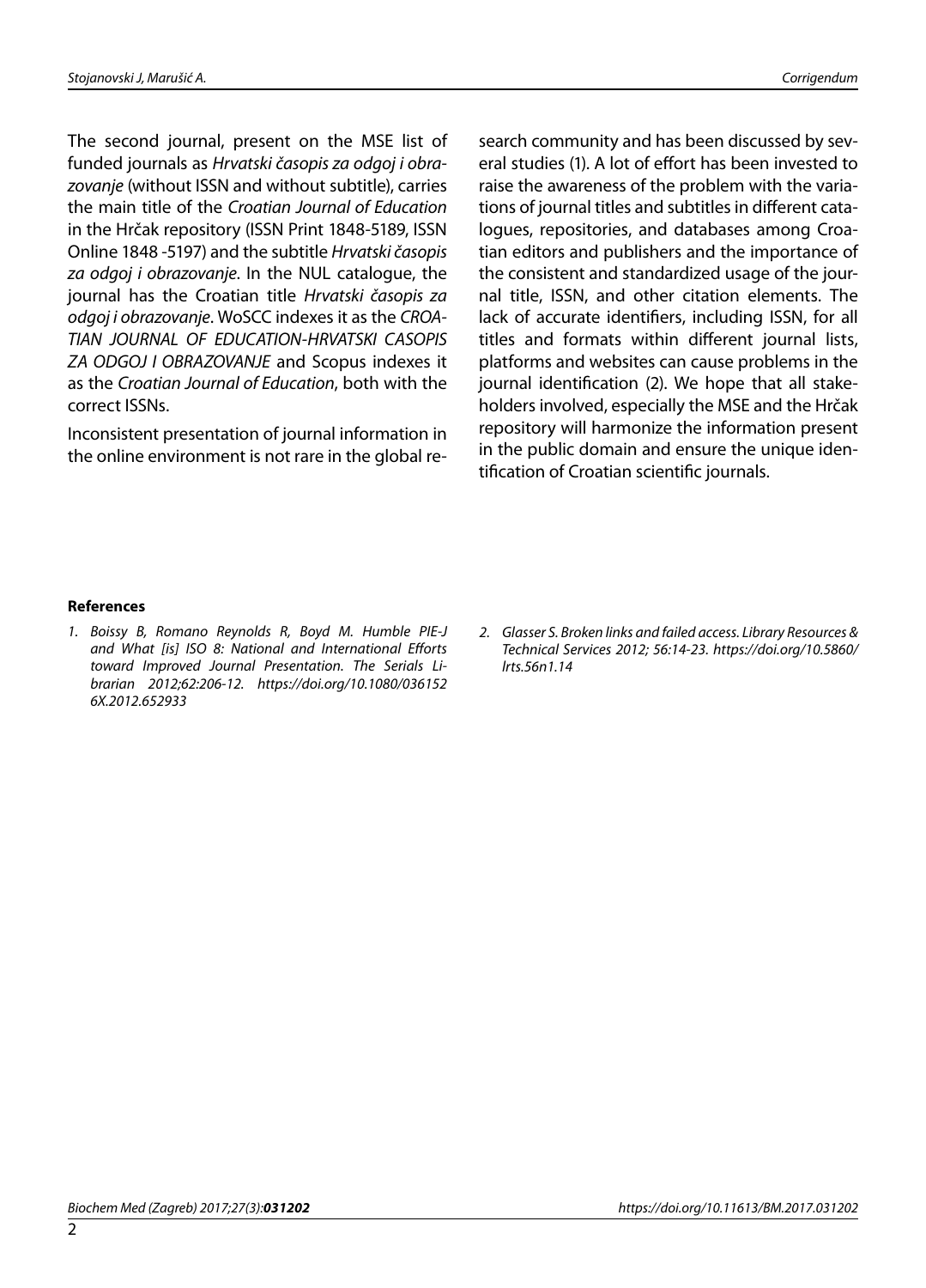The second journal, present on the MSE list of funded journals as *Hrvatski časopis za odgoj i obrazovanje* (without ISSN and without subtitle), carries the main title of the *Croatian Journal of Education* in the Hrčak repository (ISSN Print 1848-5189, ISSN Online 1848 -5197) and the subtitle *Hrvatski časopis za odgoj i obrazovanje*. In the NUL catalogue, the journal has the Croatian title *Hrvatski časopis za odgoj i obrazovanje*. WoSCC indexes it as the *CROATIAN JOURNAL OF EDUCATION-HRVATSKI CASOPIS ZA ODGOJ I OBRAZOVANJE* and Scopus indexes it as the *Croatian Journal of Education*, both with the correct ISSNs.

Inconsistent presentation of journal information in the online environment is not rare in the global research community and has been discussed by several studies (1). A lot of effort has been invested to raise the awareness of the problem with the variations of journal titles and subtitles in different catalogues, repositories, and databases among Croatian editors and publishers and the importance of the consistent and standardized usage of the journal title, ISSN, and other citation elements. The lack of accurate identifiers, including ISSN, for all titles and formats within different journal lists, platforms and websites can cause problems in the journal identification (2). We hope that all stakeholders involved, especially the MSE and the Hrčak repository will harmonize the information present in the public domain and ensure the unique identification of Croatian scientific journals.

#### References

1. *Boissy B, Romano Reynolds R, Boyd M. Humble PIE-J and What [is] ISO 8: National and International Efforts toward Improved Journal Presentation. The Serials Librarian 2012;62:206-12. https://doi.org/10.1080/0361526X.2012.652933*
2. *Glasser S. Broken links and failed access. Library Resources & Technical Services 2012; 56:14-23. https://doi.org/10.5860/lrts.56n1.14*